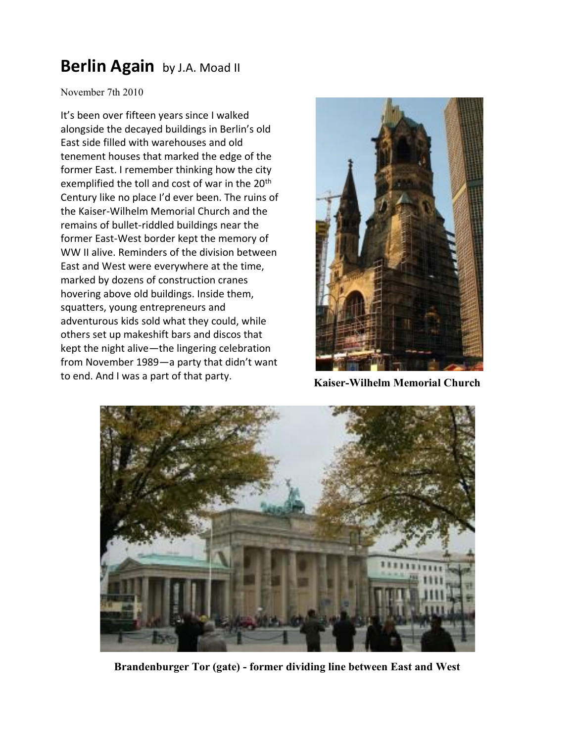# Berlin Again by J.A. Moad II

November 7th 2010

It's been over fifteen years since I walked alongside the decayed buildings in Berlin's old East side filled with warehouses and old tenement houses that marked the edge of the former East. I remember thinking how the city exemplified the toll and cost of war in the 20th Century like no place I'd ever been. The ruins of the Kaiser-Wilhelm Memorial Church and the remains of bullet-riddled buildings near the former East-West border kept the memory of WW II alive. Reminders of the division between East and West were everywhere at the time, marked by dozens of construction cranes hovering above old buildings. Inside them, squatters, young entrepreneurs and adventurous kids sold what they could, while others set up makeshift bars and discos that kept the night alive—the lingering celebration from November 1989—a party that didn't want to end. And I was a part of that party.

**Kaiser-Wilhelm Memorial Church**

**Brandenburger Tor (gate) - former dividing line between East and West**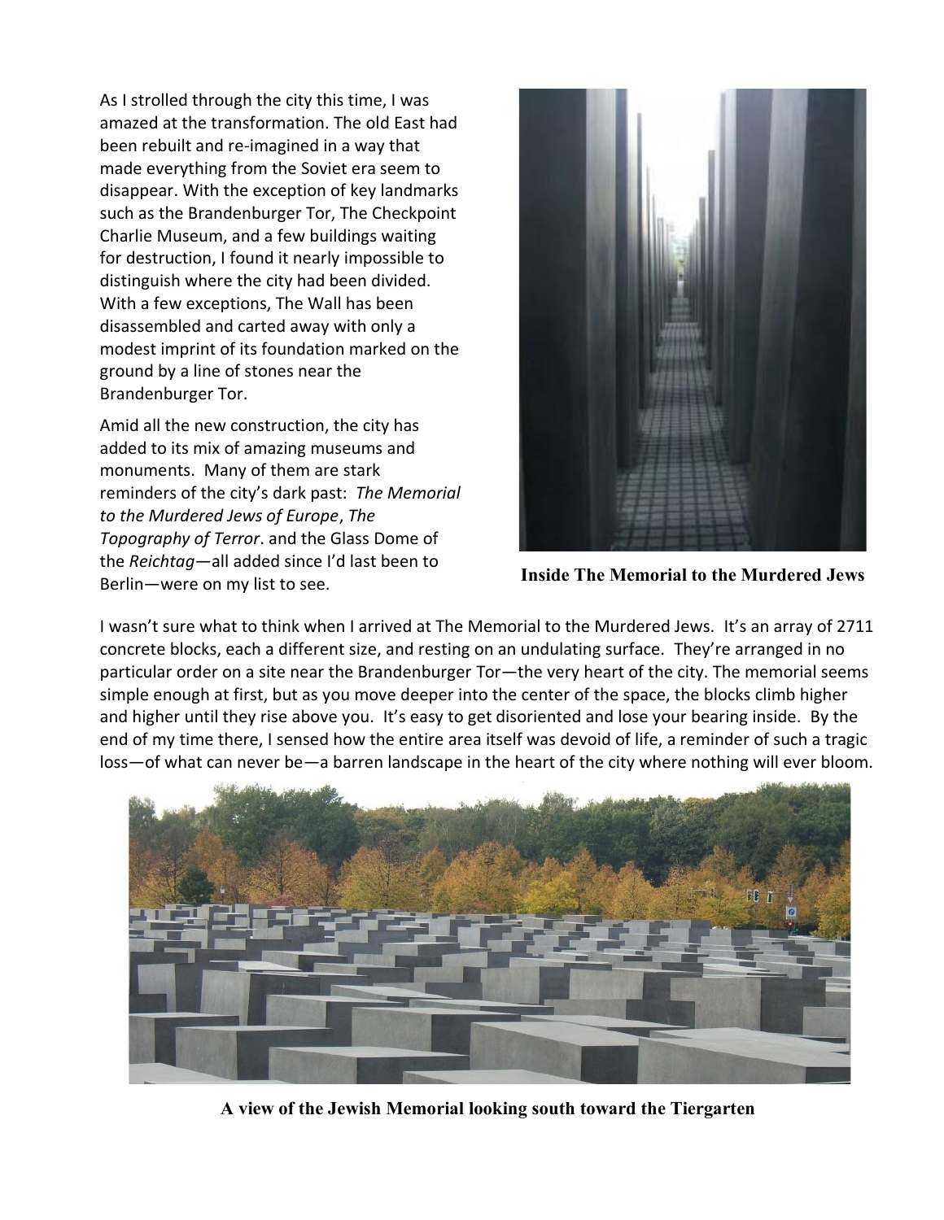As I strolled through the city this time, I was amazed at the transformation. The old East had been rebuilt and re-imagined in a way that made everything from the Soviet era seem to disappear. With the exception of key landmarks such as the Brandenburger Tor, The Checkpoint Charlie Museum, and a few buildings waiting for destruction, I found it nearly impossible to distinguish where the city had been divided. With a few exceptions, The Wall has been disassembled and carted away with only a modest imprint of its foundation marked on the ground by a line of stones near the Brandenburger Tor.

Amid all the new construction, the city has added to its mix of amazing museums and monuments. Many of them are stark reminders of the city's dark past: *The Memorial to the Murdered Jews of Europe*, *The Topography of Terror*. and the Glass Dome of the *Reichtag*—all added since I'd last been to Berlin—were on my list to see.

**Inside The Memorial to the Murdered Jews**

I wasn't sure what to think when I arrived at The Memorial to the Murdered Jews. It's an array of 2711 concrete blocks, each a different size, and resting on an undulating surface. They're arranged in no particular order on a site near the Brandenburger Tor—the very heart of the city. The memorial seems simple enough at first, but as you move deeper into the center of the space, the blocks climb higher and higher until they rise above you. It's easy to get disoriented and lose your bearing inside. By the end of my time there, I sensed how the entire area itself was devoid of life, a reminder of such a tragic loss—of what can never be—a barren landscape in the heart of the city where nothing will ever bloom.

**A view of the Jewish Memorial looking south toward the Tiergarten**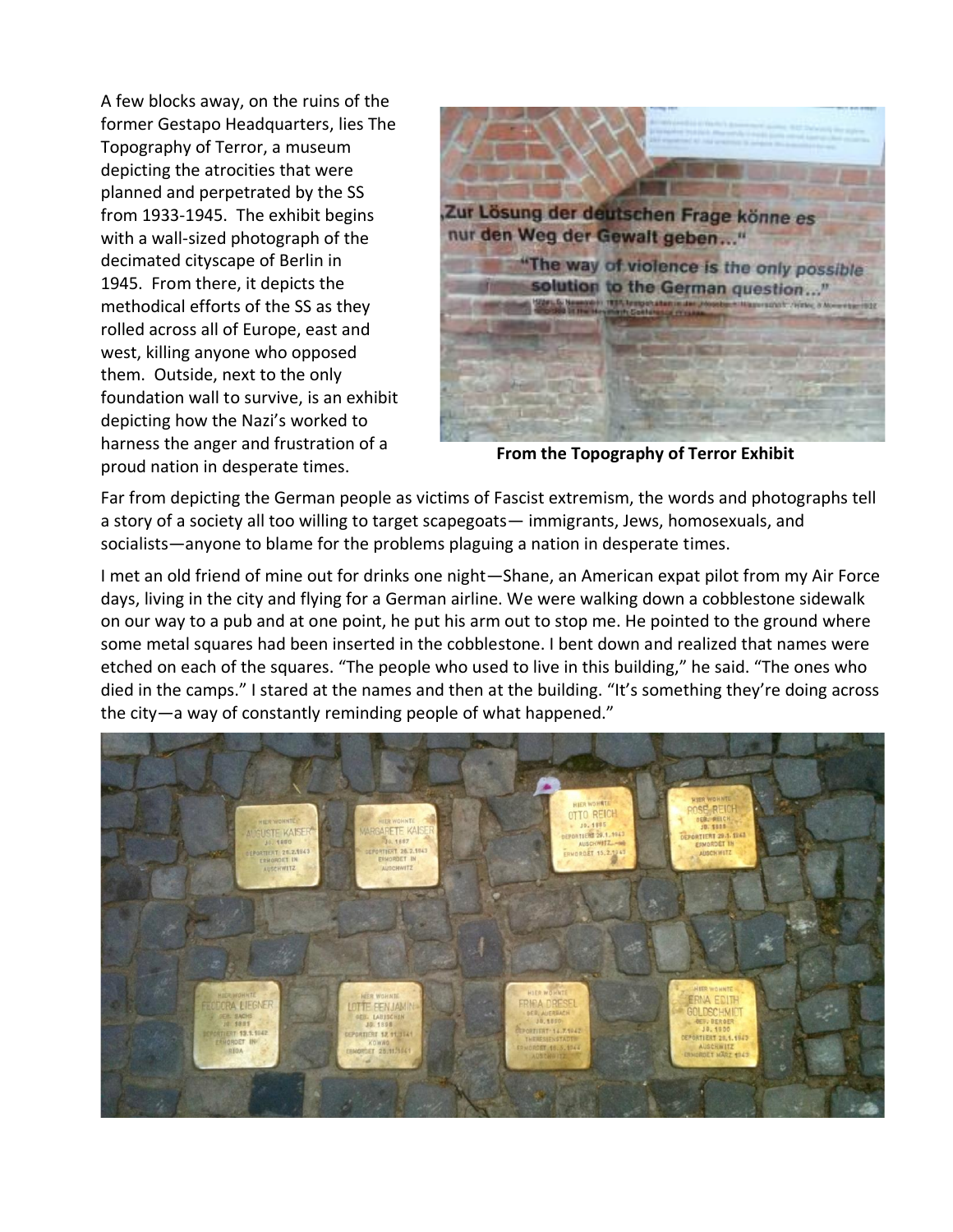A few blocks away, on the ruins of the former Gestapo Headquarters, lies The Topography of Terror, a museum depicting the atrocities that were planned and perpetrated by the SS from 1933-1945. The exhibit begins with a wall-sized photograph of the decimated cityscape of Berlin in 1945. From there, it depicts the methodical efforts of the SS as they rolled across all of Europe, east and west, killing anyone who opposed them. Outside, next to the only foundation wall to survive, is an exhibit depicting how the Nazi's worked to harness the anger and frustration of a proud nation in desperate times.

**From the Topography of Terror Exhibit**

Far from depicting the German people as victims of Fascist extremism, the words and photographs tell a story of a society all too willing to target scapegoats— immigrants, Jews, homosexuals, and socialists—anyone to blame for the problems plaguing a nation in desperate times.

I met an old friend of mine out for drinks one night—Shane, an American expat pilot from my Air Force days, living in the city and flying for a German airline. We were walking down a cobblestone sidewalk on our way to a pub and at one point, he put his arm out to stop me. He pointed to the ground where some metal squares had been inserted in the cobblestone. I bent down and realized that names were etched on each of the squares. "The people who used to live in this building," he said. "The ones who died in the camps." I stared at the names and then at the building. "It's something they're doing across the city—a way of constantly reminding people of what happened."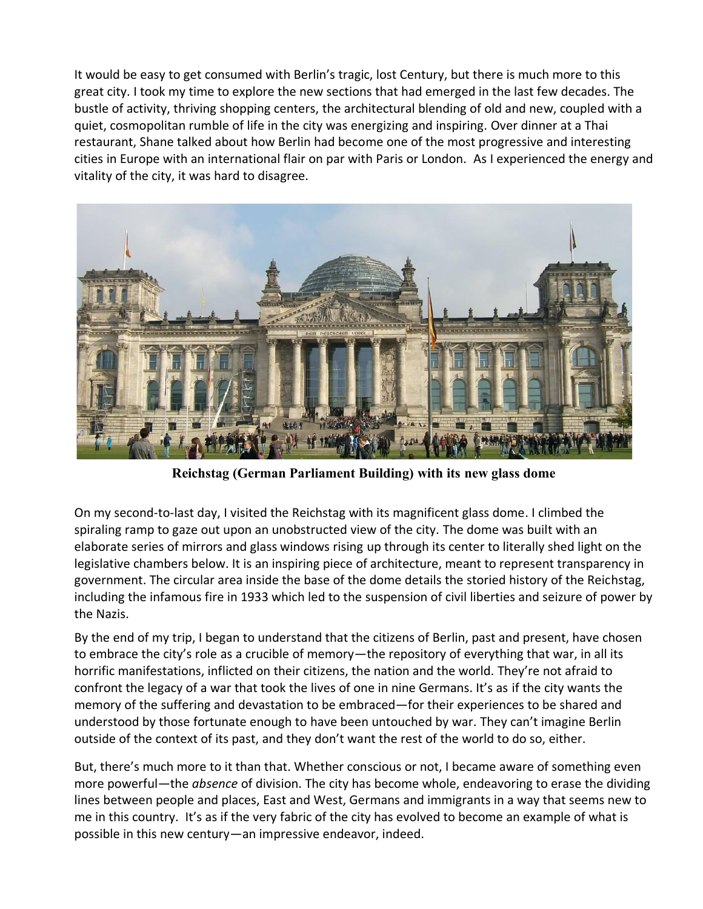It would be easy to get consumed with Berlin's tragic, lost Century, but there is much more to this great city. I took my time to explore the new sections that had emerged in the last few decades. The bustle of activity, thriving shopping centers, the architectural blending of old and new, coupled with a quiet, cosmopolitan rumble of life in the city was energizing and inspiring. Over dinner at a Thai restaurant, Shane talked about how Berlin had become one of the most progressive and interesting cities in Europe with an international flair on par with Paris or London. As I experienced the energy and vitality of the city, it was hard to disagree.

**Reichstag (German Parliament Building) with its new glass dome**

On my second-to-last day, I visited the Reichstag with its magnificent glass dome. I climbed the spiraling ramp to gaze out upon an unobstructed view of the city. The dome was built with an elaborate series of mirrors and glass windows rising up through its center to literally shed light on the legislative chambers below. It is an inspiring piece of architecture, meant to represent transparency in government. The circular area inside the base of the dome details the storied history of the Reichstag, including the infamous fire in 1933 which led to the suspension of civil liberties and seizure of power by the Nazis.

By the end of my trip, I began to understand that the citizens of Berlin, past and present, have chosen to embrace the city's role as a crucible of memory—the repository of everything that war, in all its horrific manifestations, inflicted on their citizens, the nation and the world. They're not afraid to confront the legacy of a war that took the lives of one in nine Germans. It's as if the city wants the memory of the suffering and devastation to be embraced—for their experiences to be shared and understood by those fortunate enough to have been untouched by war. They can't imagine Berlin outside of the context of its past, and they don't want the rest of the world to do so, either.

But, there's much more to it than that. Whether conscious or not, I became aware of something even more powerful—the *absence* of division. The city has become whole, endeavoring to erase the dividing lines between people and places, East and West, Germans and immigrants in a way that seems new to me in this country. It's as if the very fabric of the city has evolved to become an example of what is possible in this new century—an impressive endeavor, indeed.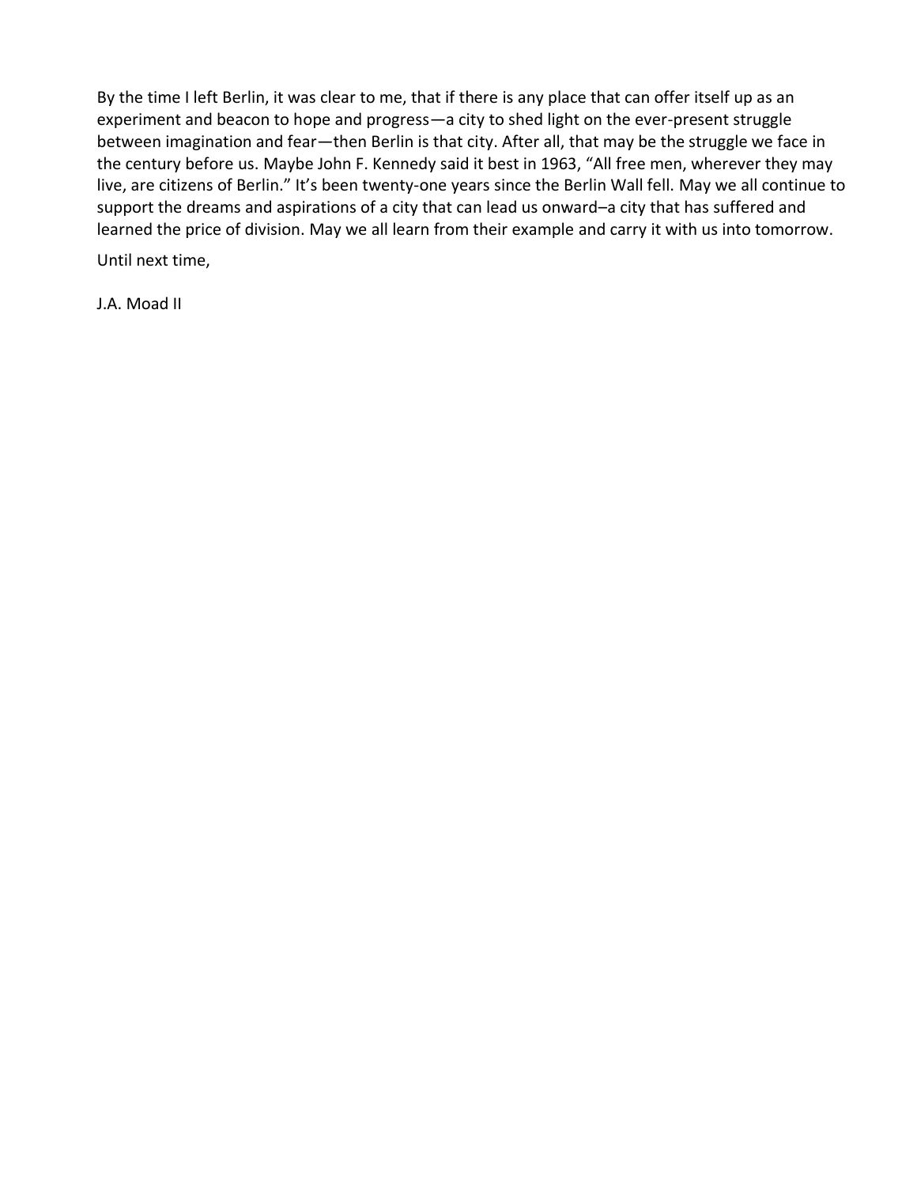By the time I left Berlin, it was clear to me, that if there is any place that can offer itself up as an experiment and beacon to hope and progress—a city to shed light on the ever-present struggle between imagination and fear—then Berlin is that city. After all, that may be the struggle we face in the century before us. Maybe John F. Kennedy said it best in 1963, "All free men, wherever they may live, are citizens of Berlin." It's been twenty-one years since the Berlin Wall fell. May we all continue to support the dreams and aspirations of a city that can lead us onward–a city that has suffered and learned the price of division. May we all learn from their example and carry it with us into tomorrow.

Until next time,

J.A. Moad II